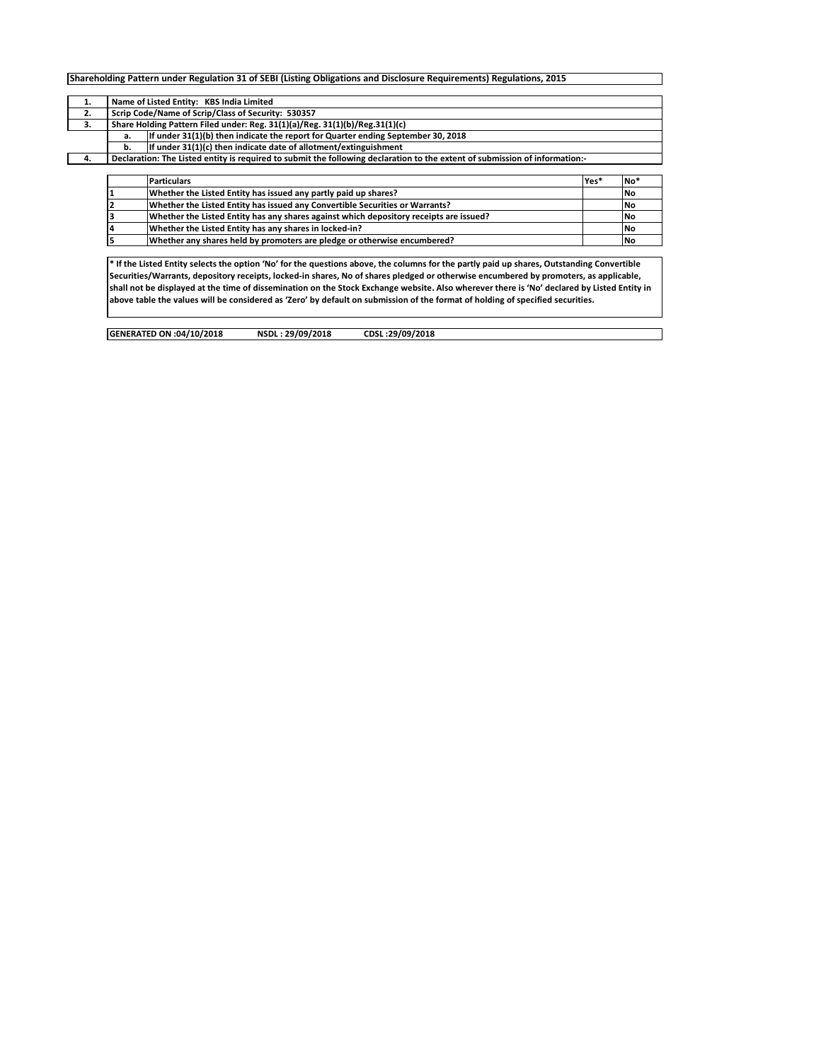**Shareholding Pattern under Regulation 31 of SEBI (Listing Obligations and Disclosure Requirements) Regulations, 2015**

| | | |
|---|---|---|
| 1. | Name of Listed Entity: KBS India Limited | |
| 2. | Scrip Code/Name of Scrip/Class of Security: 530357 | |
| 3. | Share Holding Pattern Filed under: Reg. 31(1)(a)/Reg. 31(1)(b)/Reg.31(1)(c) | |
| | a. | If under 31(1)(b) then indicate the report for Quarter ending September 30, 2018 |
| | b. | If under 31(1)(c) then indicate date of allotment/extinguishment |
| 4. | Declaration: The Listed entity is required to submit the following declaration to the extent of submission of information:- | |

| | Particulars | Yes* | No* |
|---|---|---|---|
| 1 | Whether the Listed Entity has issued any partly paid up shares? | | No |
| 2 | Whether the Listed Entity has issued any Convertible Securities or Warrants? | | No |
| 3 | Whether the Listed Entity has any shares against which depository receipts are issued? | | No |
| 4 | Whether the Listed Entity has any shares in locked-in? | | No |
| 5 | Whether any shares held by promoters are pledge or otherwise encumbered? | | No |

* If the Listed Entity selects the option 'No' for the questions above, the columns for the partly paid up shares, Outstanding Convertible Securities/Warrants, depository receipts, locked-in shares, No of shares pledged or otherwise encumbered by promoters, as applicable, shall not be displayed at the time of dissemination on the Stock Exchange website. Also wherever there is 'No' declared by Listed Entity in above table the values will be considered as 'Zero' by default on submission of the format of holding of specified securities.

GENERATED ON :04/10/2018 NSDL : 29/09/2018 CDSL :29/09/2018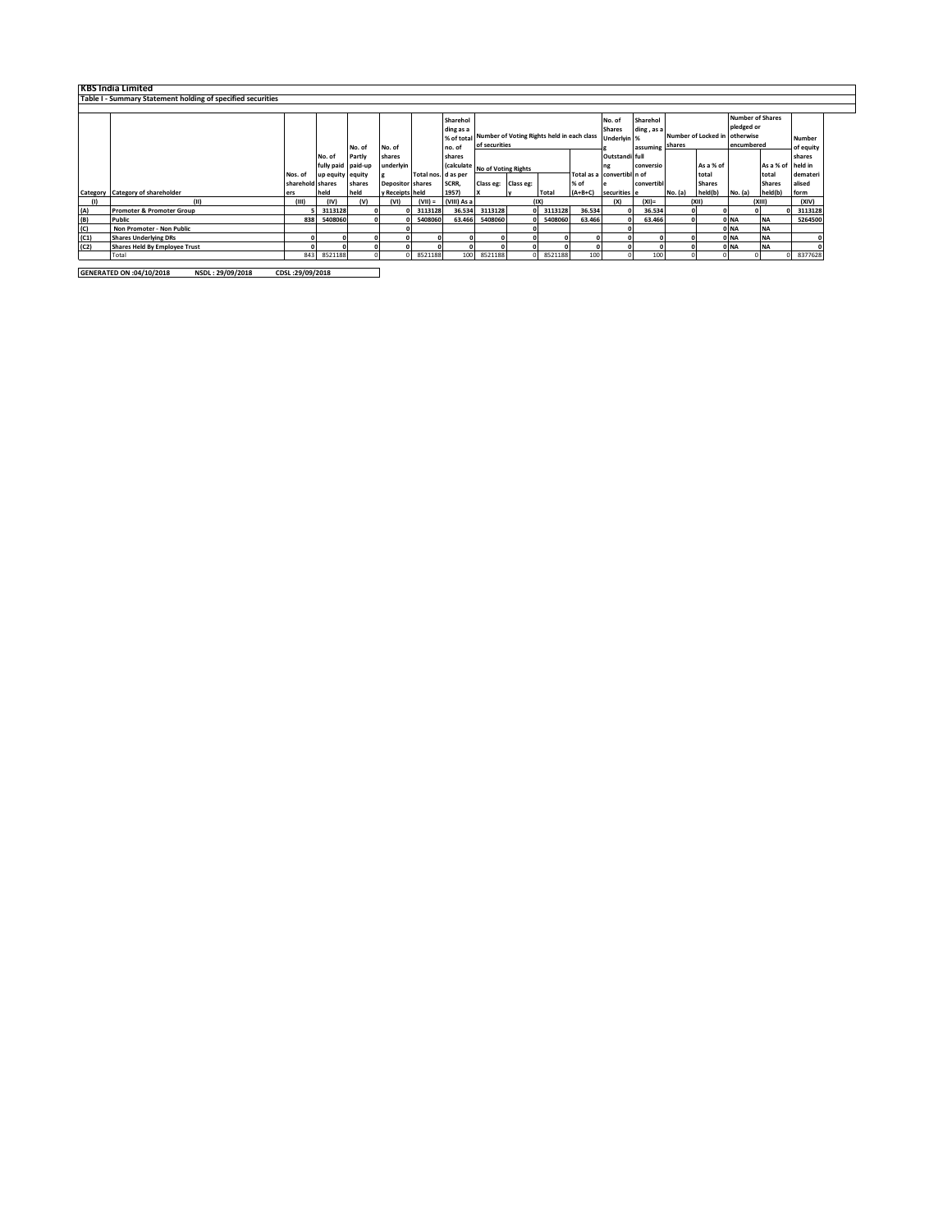**KBS India Limited**

**Table I - Summary Statement holding of specified securities**

| Category | Category of shareholder | Nos. of shareholders | No. of fully paid up equity shares held | No. of Partly paid-up equity shares held | No. of shares underlying Depository Receipts | Total nos. shares held | Shareholding as a % of total no. of shares (calculated as per SCRR, 1957) | Number of Voting Rights held in each class of securities | | | | No. of Shares Underlying Outstanding convertible securities | Shareholding , as a % assuming full conversion of convertible | Number of Locked in shares | | Number of Shares pledged or otherwise encumbered | | Number of equity shares held in dematerialised form |
|---|---|---|---|---|---|---|---|---|---|---|---|---|---|---|---|---|---|---|
| | | | | | | | | No of Voting Rights | | | Total as a % of (A+B+C) | | | No. (a) | As a % of total Shares held(b) | No. (a) | As a % of total Shares held(b) | |
| | | | | | | | | Class eg: X | Class eg: y | Total | | | | | | | | |
| (I) | (II) | (III) | (IV) | (V) | (VI) | (VII) = | (VIII) As a | (IX) | | | | (X) | (XI)= | (XII) | | (XIII) | | (XIV) |
| (A) | Promoter & Promoter Group | 5 | 3113128 | 0 | 0 | 3113128 | 36.534 | 3113128 | 0 | 3113128 | 36.534 | 0 | 36.534 | 0 | 0 | 0 | 0 | 3113128 |
| (B) | Public | 838 | 5408060 | 0 | 0 | 5408060 | 63.466 | 5408060 | 0 | 5408060 | 63.466 | 0 | 63.466 | 0 | 0 | NA | NA | 5264500 |
| (C) | Non Promoter - Non Public | | | | 0 | | | | 0 | | | 0 | | | 0 | NA | NA | |
| (C1) | Shares Underlying DRs | 0 | 0 | 0 | 0 | 0 | 0 | 0 | 0 | 0 | 0 | 0 | 0 | 0 | 0 | NA | NA | 0 |
| (C2) | Shares Held By Employee Trust | 0 | 0 | 0 | 0 | 0 | 0 | 0 | 0 | 0 | 0 | 0 | 0 | 0 | 0 | NA | NA | 0 |
| | Total | 843 | 8521188 | 0 | 0 | 8521188 | 100 | 8521188 | 0 | 8521188 | 100 | 0 | 100 | 0 | 0 | 0 | 0 | 8377628 |

**GENERATED ON :04/10/2018 NSDL : 29/09/2018 CDSL :29/09/2018**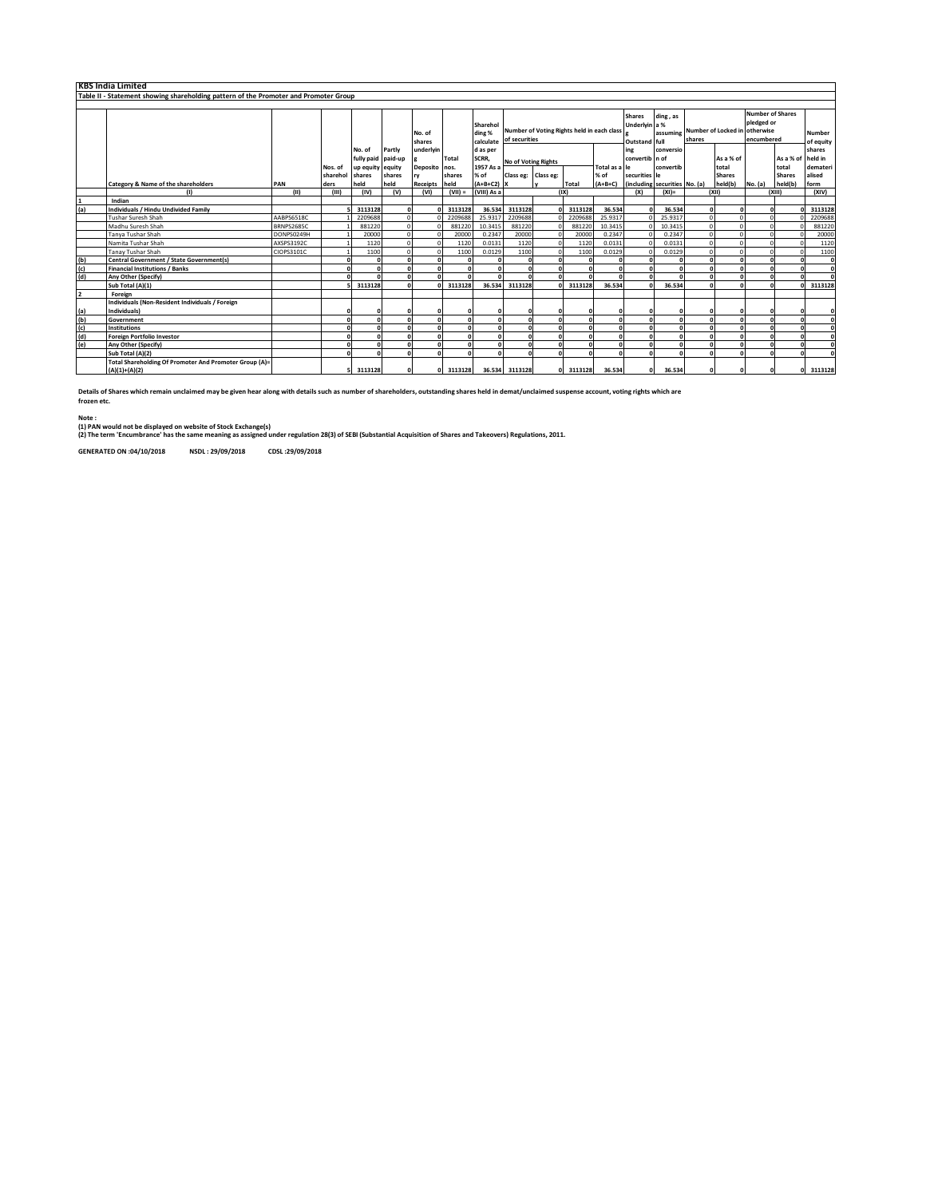## KBS India Limited

### Table II - Statement showing shareholding pattern of the Promoter and Promoter Group

| | Category & Name of the shareholders | PAN | Nos. of shareholders | No. of fully paid up equity shares held | Partly paid-up equity shares held | No. of shares underlying Depository Receipts | Total nos. shares held | Shareholding % calculated as per SCRR, 1957 As a % of (A+B+C2) | Number of Voting Rights held in each class of securities | | | | Shares Underlying Outstanding convertible securities (including Warrants) | Shareholding, as a % assuming full conversion of convertible securities (as a percentage of diluted share capital) | Number of Locked in shares | | Number of Shares pledged or otherwise encumbered | | Number of equity shares held in dematerialised form |
|---|---|---|---|---|---|---|---|---|---|---|---|---|---|---|---|---|---|---|---|
| | | | | | | | | | No of Voting Rights | | | Total as a % of (A+B+C) | | | No. (a) | As a % of total Shares held(b) | No. (a) | As a % of total Shares held(b) | |
| | | | | | | | | | Class eg: X | Class eg: y | Total | | | | | | | | |
| | (I) | (II) | (III) | (IV) | (V) | (VI) | (VII) = | (VIII) As a | (IX) | | | | (X) | (XI)= | (XII) | | (XIII) | | (XIV) |
| 1 | Indian | | | | | | | | | | | | | | | | | | |
| (a) | Individuals / Hindu Undivided Family | | 5 | 3113128 | 0 | 0 | 3113128 | 36.534 | 3113128 | 0 | 3113128 | 36.534 | 0 | 36.534 | 0 | 0 | 0 | 0 | 3113128 |
| | Tushar Suresh Shah | AABPS6518C | 1 | 2209688 | 0 | 0 | 2209688 | 25.9317 | 2209688 | 0 | 2209688 | 25.9317 | 0 | 25.9317 | 0 | 0 | 0 | 0 | 2209688 |
| | Madhu Suresh Shah | BRNPS2685C | 1 | 881220 | 0 | 0 | 881220 | 10.3415 | 881220 | 0 | 881220 | 10.3415 | 0 | 10.3415 | 0 | 0 | 0 | 0 | 881220 |
| | Tanya Tushar Shah | DONPS0249H | 1 | 20000 | 0 | 0 | 20000 | 0.2347 | 20000 | 0 | 20000 | 0.2347 | 0 | 0.2347 | 0 | 0 | 0 | 0 | 20000 |
| | Namita Tushar Shah | AXSPS3192C | 1 | 1120 | 0 | 0 | 1120 | 0.0131 | 1120 | 0 | 1120 | 0.0131 | 0 | 0.0131 | 0 | 0 | 0 | 0 | 1120 |
| | Tanay Tushar Shah | CIOPS3101C | 1 | 1100 | 0 | 0 | 1100 | 0.0129 | 1100 | 0 | 1100 | 0.0129 | 0 | 0.0129 | 0 | 0 | 0 | 0 | 1100 |
| (b) | Central Government / State Government(s) | | 0 | 0 | 0 | 0 | 0 | 0 | 0 | 0 | 0 | 0 | 0 | 0 | 0 | 0 | 0 | 0 | 0 |
| (c) | Financial Institutions / Banks | | 0 | 0 | 0 | 0 | 0 | 0 | 0 | 0 | 0 | 0 | 0 | 0 | 0 | 0 | 0 | 0 | 0 |
| (d) | Any Other (Specify) | | 0 | 0 | 0 | 0 | 0 | 0 | 0 | 0 | 0 | 0 | 0 | 0 | 0 | 0 | 0 | 0 | 0 |
| | Sub Total (A)(1) | | 5 | 3113128 | 0 | 0 | 3113128 | 36.534 | 3113128 | 0 | 3113128 | 36.534 | 0 | 36.534 | 0 | 0 | 0 | 0 | 3113128 |
| 2 | Foreign | | | | | | | | | | | | | | | | | | |
| (a) | Individuals (Non-Resident Individuals / Foreign Individuals) | | 0 | 0 | 0 | 0 | 0 | 0 | 0 | 0 | 0 | 0 | 0 | 0 | 0 | 0 | 0 | 0 | 0 |
| (b) | Government | | 0 | 0 | 0 | 0 | 0 | 0 | 0 | 0 | 0 | 0 | 0 | 0 | 0 | 0 | 0 | 0 | 0 |
| (c) | Institutions | | 0 | 0 | 0 | 0 | 0 | 0 | 0 | 0 | 0 | 0 | 0 | 0 | 0 | 0 | 0 | 0 | 0 |
| (d) | Foreign Portfolio Investor | | 0 | 0 | 0 | 0 | 0 | 0 | 0 | 0 | 0 | 0 | 0 | 0 | 0 | 0 | 0 | 0 | 0 |
| (e) | Any Other (Specify) | | 0 | 0 | 0 | 0 | 0 | 0 | 0 | 0 | 0 | 0 | 0 | 0 | 0 | 0 | 0 | 0 | 0 |
| | Sub Total (A)(2) | | 0 | 0 | 0 | 0 | 0 | 0 | 0 | 0 | 0 | 0 | 0 | 0 | 0 | 0 | 0 | 0 | 0 |
| | Total Shareholding Of Promoter And Promoter Group (A)= (A)(1)+(A)(2) | | 5 | 3113128 | 0 | 0 | 3113128 | 36.534 | 3113128 | 0 | 3113128 | 36.534 | 0 | 36.534 | 0 | 0 | 0 | 0 | 3113128 |

**Details of Shares which remain unclaimed may be given hear along with details such as number of shareholders, outstanding shares held in demat/unclaimed suspense account, voting rights which are frozen etc.**

**Note :**
**(1) PAN would not be displayed on website of Stock Exchange(s)**
**(2) The term 'Encumbrance' has the same meaning as assigned under regulation 28(3) of SEBI (Substantial Acquisition of Shares and Takeovers) Regulations, 2011.**

**GENERATED ON :04/10/2018 NSDL : 29/09/2018 CDSL :29/09/2018**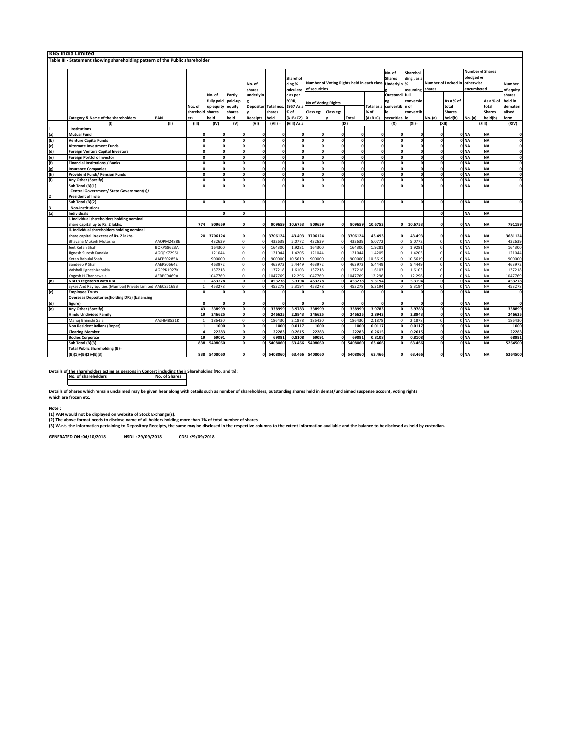## KBS India Limited

### Table III - Statement showing shareholding pattern of the Public shareholder

| | Category & Name of the shareholders | PAN | Nos. of shareholders | No. of fully paid up equity shares held | Partly paid-up equity shares held | No. of shares underlying Depository Receipts | Total nos. shares held | Shareholding % calculated as per SCRR, 1957 As a % of (A+B+C2) | Number of Voting Rights held in each class of securities | | | | No. of Shares Underlying Outstanding convertible securities | Shareholding , as a % assuming full conversion of convertible | Number of Locked in shares | | Number of Shares pledged or otherwise encumbered | | Number of equity shares held in dematerialised form |
|---|---|---|---|---|---|---|---|---|---|---|---|---|---|---|---|---|---|---|---|
| | | | | | | | | | No of Voting Rights | | | Total as a % of (A+B+C) | | | No. (a) | As a % of total Shares held(b) | No. (a) | As a % of total Shares held(b) | |
| | | | | | | | | | Class eg: X | Class eg: y | Total | | | | | | | | |
| | (I) | (II) | (III) | (IV) | (V) | (VI) | (VII) = | (VIII) As a | (IX) | | | | (X) | (XI)= | (XII) | | (XIII) | | (XIV) |
| 1 | Institutions | | | | | | | | | | | | | | | | | | |
| (a) | Mutual Fund | | 0 | 0 | 0 | 0 | 0 | 0 | 0 | 0 | 0 | 0 | 0 | 0 | 0 | 0 | NA | NA | 0 |
| (b) | Venture Capital Funds | | 0 | 0 | 0 | 0 | 0 | 0 | 0 | 0 | 0 | 0 | 0 | 0 | 0 | 0 | NA | NA | 0 |
| (c) | Alternate Investment Funds | | 0 | 0 | 0 | 0 | 0 | 0 | 0 | 0 | 0 | 0 | 0 | 0 | 0 | 0 | NA | NA | 0 |
| (d) | Foreign Venture Capital Investors | | 0 | 0 | 0 | 0 | 0 | 0 | 0 | 0 | 0 | 0 | 0 | 0 | 0 | 0 | NA | NA | 0 |
| (e) | Foreign Portfolio Investor | | 0 | 0 | 0 | 0 | 0 | 0 | 0 | 0 | 0 | 0 | 0 | 0 | 0 | 0 | NA | NA | 0 |
| (f) | Financial Institutions / Banks | | 0 | 0 | 0 | 0 | 0 | 0 | 0 | 0 | 0 | 0 | 0 | 0 | 0 | 0 | NA | NA | 0 |
| (g) | Insurance Companies | | 0 | 0 | 0 | 0 | 0 | 0 | 0 | 0 | 0 | 0 | 0 | 0 | 0 | 0 | NA | NA | 0 |
| (h) | Provident Funds/ Pension Funds | | 0 | 0 | 0 | 0 | 0 | 0 | 0 | 0 | 0 | 0 | 0 | 0 | 0 | 0 | NA | NA | 0 |
| (i) | Any Other (Specify) | | 0 | 0 | 0 | 0 | 0 | 0 | 0 | 0 | 0 | 0 | 0 | 0 | 0 | 0 | NA | NA | 0 |
| | Sub Total (B)(1) | | 0 | 0 | 0 | 0 | 0 | 0 | 0 | 0 | 0 | 0 | 0 | 0 | 0 | 0 | NA | NA | 0 |
| 2 | Central Government/ State Government(s)/ President of India | | | | | | | | | | | | | | | | | | |
| | Sub Total (B)(2) | | 0 | 0 | 0 | 0 | 0 | 0 | 0 | 0 | 0 | 0 | 0 | 0 | 0 | 0 | NA | NA | 0 |
| 3 | Non-Institutions | | | | | | | | | | | | | | | | | | |
| (a) | Individuals | | | 0 | 0 | | | | | | | | | | 0 | | NA | NA | |
| | i. Individual shareholders holding nominal share capital up to Rs. 2 lakhs. | | 774 | 909659 | 0 | 0 | 909659 | 10.6753 | 909659 | 0 | 909659 | 10.6753 | 0 | 10.6753 | 0 | 0 | NA | NA | 791199 |
| | ii. Individual shareholders holding nominal share capital in excess of Rs. 2 lakhs. | | 20 | 3706124 | 0 | 0 | 3706124 | 43.493 | 3706124 | 0 | 3706124 | 43.493 | 0 | 43.493 | 0 | 0 | NA | NA | 3681124 |
| | Bhavana Mukesh Motasha | AAOPM2488E | | 432639 | 0 | 0 | 432639 | 5.0772 | 432639 | 0 | 432639 | 5.0772 | 0 | 5.0772 | 0 | 0 | NA | NA | 432639 |
| | Jeet Ketan Shah | BOKPS8623A | | 164300 | 0 | 0 | 164300 | 1.9281 | 164300 | 0 | 164300 | 1.9281 | 0 | 1.9281 | 0 | 0 | NA | NA | 164300 |
| | Jignesh Suresh Kanakia | AGQPK7296J | | 121044 | 0 | 0 | 121044 | 1.4205 | 121044 | 0 | 121044 | 1.4205 | 0 | 1.4205 | 0 | 0 | NA | NA | 121044 |
| | Ketan Babulal Shah | AAFPS0285A | | 900000 | 0 | 0 | 900000 | 10.5619 | 900000 | 0 | 900000 | 10.5619 | 0 | 10.5619 | 0 | 0 | NA | NA | 900000 |
| | Sandeep P Shah | AAEPS0664E | | 463972 | 0 | 0 | 463972 | 5.4449 | 463972 | 0 | 463972 | 5.4449 | 0 | 5.4449 | 0 | 0 | NA | NA | 463972 |
| | Vaishali Jignesh Kanakia | AGPPK1927K | | 137218 | 0 | 0 | 137218 | 1.6103 | 137218 | 0 | 137218 | 1.6103 | 0 | 1.6103 | 0 | 0 | NA | NA | 137218 |
| | Yogesh H Chandawala | AEBPC9469A | | 1047769 | 0 | 0 | 1047769 | 12.296 | 1047769 | 0 | 1047769 | 12.296 | 0 | 12.296 | 0 | 0 | NA | NA | 1047769 |
| (b) | NBFCs registered with RBI | | 1 | 453278 | 0 | 0 | 453278 | 5.3194 | 453278 | 0 | 453278 | 5.3194 | 0 | 5.3194 | 0 | 0 | NA | NA | 453278 |
| | Sykes And Ray Equities (Mumbai) Private Limited | AAECS5169B | 1 | 453278 | 0 | 0 | 453278 | 5.3194 | 453278 | 0 | 453278 | 5.3194 | 0 | 5.3194 | 0 | 0 | NA | NA | 453278 |
| (c) | Employee Trusts | | 0 | 0 | 0 | 0 | 0 | 0 | 0 | 0 | 0 | 0 | 0 | 0 | 0 | 0 | NA | NA | 0 |
| (d) | Overseas Depositories(holding DRs) (balancing figure) | | 0 | 0 | 0 | 0 | 0 | 0 | 0 | 0 | 0 | 0 | 0 | 0 | 0 | 0 | NA | NA | 0 |
| (e) | Any Other (Specify) | | 43 | 338999 | 0 | 0 | 338999 | 3.9783 | 338999 | 0 | 338999 | 3.9783 | 0 | 3.9783 | 0 | 0 | NA | NA | 338899 |
| | Hindu Undivided Family | | 19 | 246625 | 0 | 0 | 246625 | 2.8943 | 246625 | 0 | 246625 | 2.8943 | 0 | 2.8943 | 0 | 0 | NA | NA | 246625 |
| | Manoj Bhimshi Gala | AAJHM8521K | 1 | 186430 | 0 | 0 | 186430 | 2.1878 | 186430 | 0 | 186430 | 2.1878 | 0 | 2.1878 | 0 | 0 | NA | NA | 186430 |
| | Non Resident Indians (Repat) | | 1 | 1000 | 0 | 0 | 1000 | 0.0117 | 1000 | 0 | 1000 | 0.0117 | 0 | 0.0117 | 0 | 0 | NA | NA | 1000 |
| | Clearing Member | | 4 | 22283 | 0 | 0 | 22283 | 0.2615 | 22283 | 0 | 22283 | 0.2615 | 0 | 0.2615 | 0 | 0 | NA | NA | 22283 |
| | Bodies Corporate | | 19 | 69091 | 0 | 0 | 69091 | 0.8108 | 69091 | 0 | 69091 | 0.8108 | 0 | 0.8108 | 0 | 0 | NA | NA | 68991 |
| | Sub Total (B)(3) | | 838 | 5408060 | 0 | 0 | 5408060 | 63.466 | 5408060 | 0 | 5408060 | 63.466 | 0 | 63.466 | 0 | 0 | NA | NA | 5264500 |
| | Total Public Shareholding (B)= (B)(1)+(B)(2)+(B)(3) | | 838 | 5408060 | 0 | 0 | 5408060 | 63.466 | 5408060 | 0 | 5408060 | 63.466 | 0 | 63.466 | 0 | 0 | NA | NA | 5264500 |

**Details of the shareholders acting as persons in Concert including their Shareholding (No. and %):**

| No. of shareholders | No. of Shares |
|---|---|
| | |

**Details of Shares which remain unclaimed may be given hear along with details such as number of shareholders, outstanding shares held in demat/unclaimed suspense account, voting rights which are frozen etc.**

**Note :**

**(1) PAN would not be displayed on website of Stock Exchange(s).**

**(2) The above format needs to disclose name of all holders holding more than 1% of total number of shares**

**(3) W.r.t. the information pertaining to Depository Receipts, the same may be disclosed in the respective columns to the extent information available and the balance to be disclosed as held by custodian.**

**GENERATED ON :04/10/2018 NSDL : 29/09/2018 CDSL :29/09/2018**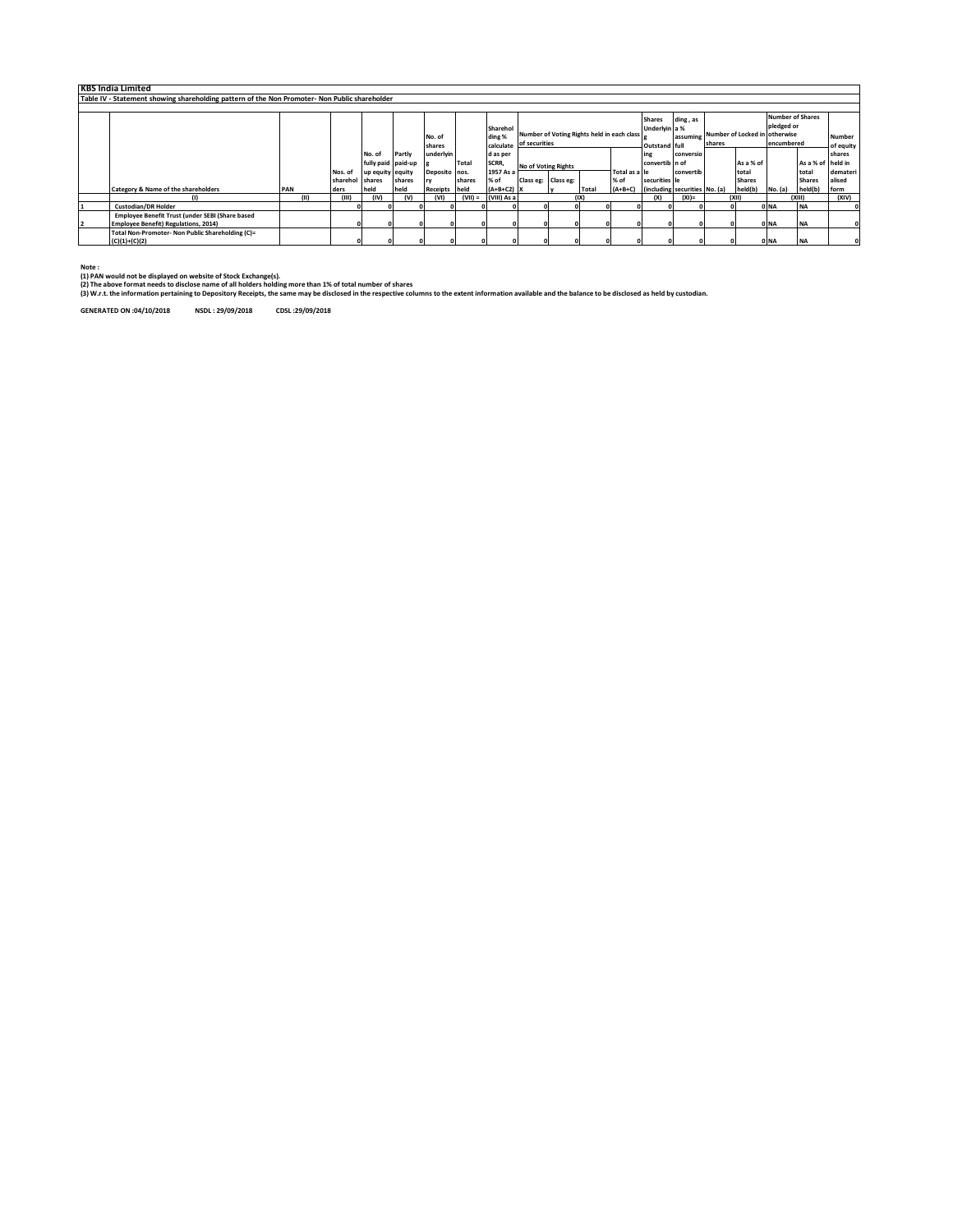# KBS India Limited

## Table IV - Statement showing shareholding pattern of the Non Promoter- Non Public shareholder

| | Category & Name of the shareholders | PAN | Nos. of shareholders | No. of fully paid up equity shares held | Partly paid-up equity shares held | No. of shares underlying Depository Receipts | Total nos. shares held | Shareholding % calculated as per SCRR, 1957 As a % of (A+B+C2) | Number of Voting Rights held in each class of securities | | | | Shares Underlying Outstanding convertible securities (including | Shareholding , as a % assuming full conversion of convertible securities | Number of Locked in shares | | Number of Shares pledged or otherwise encumbered | | Number of equity shares held in dematerialised form |
|---|---|---|---|---|---|---|---|---|---|---|---|---|---|---|---|---|---|---|---|
| | | | | | | | | | No of Voting Rights | | | Total as a % of (A+B+C) | | | No. (a) | As a % of total Shares held(b) | No. (a) | As a % of total Shares held(b) | |
| | | | | | | | | | Class eg: X | Class eg: y | Total | | | | | | | | |
| | (I) | (II) | (III) | (IV) | (V) | (VI) | (VII) = | (VIII) As a | (IX) | | | | (X) | (XI)= | (XII) | | (XIII) | | (XIV) |
| 1 | Custodian/DR Holder | | 0 | 0 | 0 | 0 | 0 | 0 | 0 | 0 | 0 | 0 | 0 | 0 | 0 | 0 | NA | NA | 0 |
| 2 | Employee Benefit Trust (under SEBI (Share based Employee Benefit) Regulations, 2014) | | 0 | 0 | 0 | 0 | 0 | 0 | 0 | 0 | 0 | 0 | 0 | 0 | 0 | 0 | NA | NA | 0 |
| | Total Non-Promoter- Non Public Shareholding (C)= (C)(1)+(C)(2) | | 0 | 0 | 0 | 0 | 0 | 0 | 0 | 0 | 0 | 0 | 0 | 0 | 0 | 0 | NA | NA | 0 |

**Note :**

**(1) PAN would not be displayed on website of Stock Exchange(s).**

**(2) The above format needs to disclose name of all holders holding more than 1% of total number of shares**

**(3) W.r.t. the information pertaining to Depository Receipts, the same may be disclosed in the respective columns to the extent information available and the balance to be disclosed as held by custodian.**

**GENERATED ON :04/10/2018 NSDL : 29/09/2018 CDSL :29/09/2018**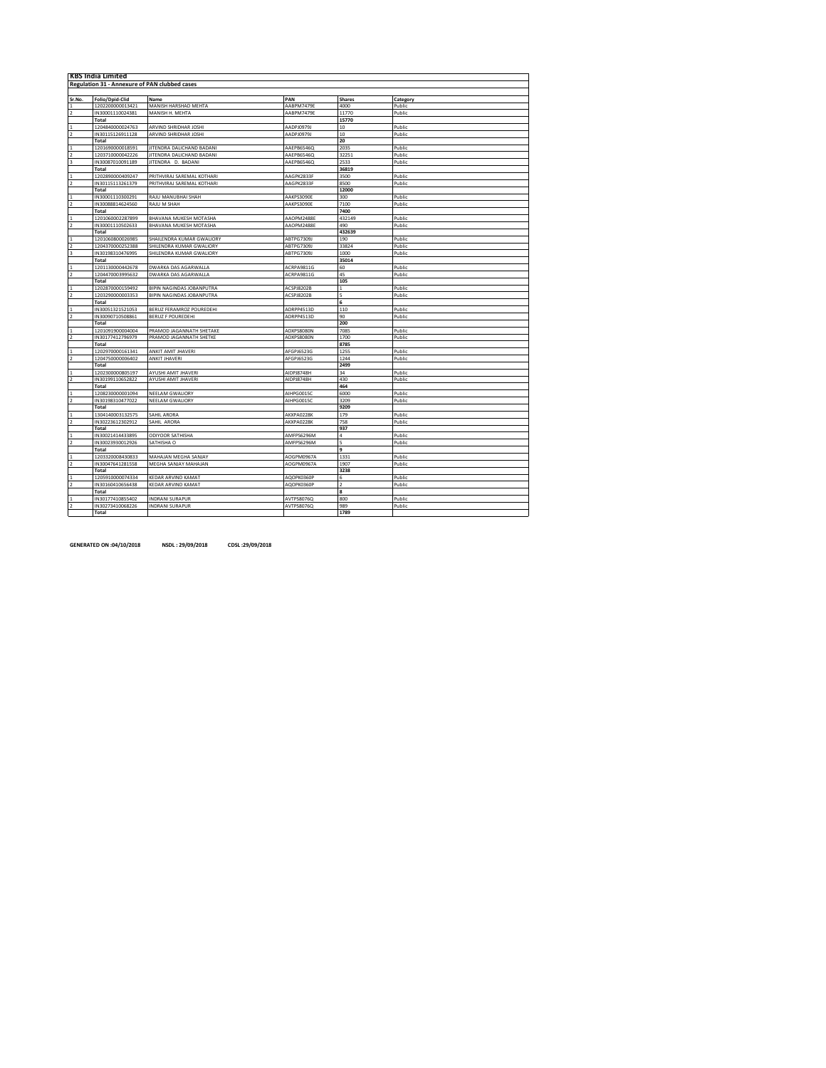# KBS India Limited

**Regulation 31 - Annexure of PAN clubbed cases**

| Sr.No. | Folio/Dpid-Clid | Name | PAN | Shares | Category |
|---|---|---|---|---|---|
| 1 | 1202200000013421 | MANISH HARSHAD MEHTA | AABPM7479E | 4000 | Public |
| 2 | IN30001110024381 | MANISH H. MEHTA | AABPM7479E | 11770 | Public |
| | Total | | | **15770** | |
| 1 | 1204840000024763 | ARVIND SHRIDHAR JOSHI | AADPJ0979J | 10 | Public |
| 2 | IN30115126911128 | ARVIND SHRIDHAR JOSHI | AADPJ0979J | 10 | Public |
| | Total | | | **20** | |
| 1 | 1201690000018591 | JITENDRA DALICHAND BADANI | AAEPB6546Q | 2035 | Public |
| 2 | 1203710000042226 | JITENDRA DALICHAND BADANI | AAEPB6546Q | 32251 | Public |
| 3 | IN30087010091189 | JITENDRA D. BADANI | AAEPB6546Q | 2533 | Public |
| | Total | | | **36819** | |
| 1 | 1202890000409247 | PRITHVIRAJ SAREMAL KOTHARI | AAGPK2833F | 3500 | Public |
| 2 | IN30115113261379 | PRITHVIRAJ SAREMAL KOTHARI | AAGPK2833F | 8500 | Public |
| | Total | | | **12000** | |
| 1 | IN30001110300291 | RAJU MANUBHAI SHAH | AAKPS3090E | 300 | Public |
| 2 | IN30088814624560 | RAJU M SHAH | AAKPS3090E | 7100 | Public |
| | Total | | | **7400** | |
| 1 | 1201060002287899 | BHAVANA MUKESH MOTASHA | AAOPM2488E | 432149 | Public |
| 2 | IN30001110502633 | BHAVANA MUKESH MOTASHA | AAOPM2488E | 490 | Public |
| | Total | | | **432639** | |
| 1 | 1201060800026985 | SHAILENDRA KUMAR GWALIORY | ABTPG7309J | 190 | Public |
| 2 | 1204370000252388 | SHILENDRA KUMAR GWALIORY | ABTPG7309J | 33824 | Public |
| 3 | IN30198310476995 | SHILENDRA KUMAR GWALIORY | ABTPG7309J | 1000 | Public |
| | Total | | | **35014** | |
| 1 | 1201130000442678 | DWARKA DAS AGARWALLA | ACRPA9811G | 60 | Public |
| 2 | 1204470003995632 | DWARKA DAS AGARWALLA | ACRPA9811G | 45 | Public |
| | Total | | | **105** | |
| 1 | 1202870000159492 | BIPIN NAGINDAS JOBANPUTRA | ACSPJ8202B | 1 | Public |
| 2 | 1203290000003353 | BIPIN NAGINDAS JOBANPUTRA | ACSPJ8202B | 5 | Public |
| | Total | | | **6** | |
| 1 | IN30051321521053 | BERUZ FERAMROZ POUREDEHI | ADRPP4513D | 110 | Public |
| 2 | IN30090710508861 | BERUZ F POUREDEHI | ADRPP4513D | 90 | Public |
| | Total | | | **200** | |
| 1 | 1201091900004004 | PRAMOD JAGANNATH SHETAKE | ADXPS8080N | 7085 | Public |
| 2 | IN30177412796979 | PRAMOD JAGANNATH SHETKE | ADXPS8080N | 1700 | Public |
| | Total | | | **8785** | |
| 1 | 1202970000161341 | ANKIT AMIT JHAVERI | AFGPJ6523G | 1255 | Public |
| 2 | 1204750000006402 | ANKIT JHAVERI | AFGPJ6523G | 1244 | Public |
| | Total | | | **2499** | |
| 1 | 1202300000805197 | AYUSHI AMIT JHAVERI | AIDPJ8748H | 34 | Public |
| 2 | IN30199110652822 | AYUSHI AMIT JHAVERI | AIDPJ8748H | 430 | Public |
| | Total | | | **464** | |
| 1 | 1208230000001094 | NEELAM GWALIORY | AIHPG0015C | 6000 | Public |
| 2 | IN30198310477022 | NEELAM GWALIORY | AIHPG0015C | 3209 | Public |
| | Total | | | **9209** | |
| 1 | 1304140003132575 | SAHIL ARORA | AKXPA0228K | 179 | Public |
| 2 | IN30223612302912 | SAHIL ARORA | AKXPA0228K | 758 | Public |
| | Total | | | **937** | |
| 1 | IN30021414433895 | ODIYOOR SATHISHA | AMFPS6296M | 4 | Public |
| 2 | IN30023930012926 | SATHISHA O | AMFPS6296M | 5 | Public |
| | Total | | | **9** | |
| 1 | 1203320008430833 | MAHAJAN MEGHA SANJAY | AOGPM0967A | 1331 | Public |
| 2 | IN30047641281558 | MEGHA SANJAY MAHAJAN | AOGPM0967A | 1907 | Public |
| | Total | | | **3238** | |
| 1 | 1205910000074334 | KEDAR ARVIND KAMAT | AQOPK0360P | 6 | Public |
| 2 | IN30160410656438 | KEDAR ARVIND KAMAT | AQOPK0360P | 2 | Public |
| | Total | | | **8** | |
| 1 | IN30177410855402 | INDRANI SURAPUR | AVTPS8076Q | 800 | Public |
| 2 | IN30273410068226 | INDRANI SURAPUR | AVTPS8076Q | 989 | Public |
| | Total | | | **1789** | |

**GENERATED ON :04/10/2018 NSDL : 29/09/2018 CDSL :29/09/2018**